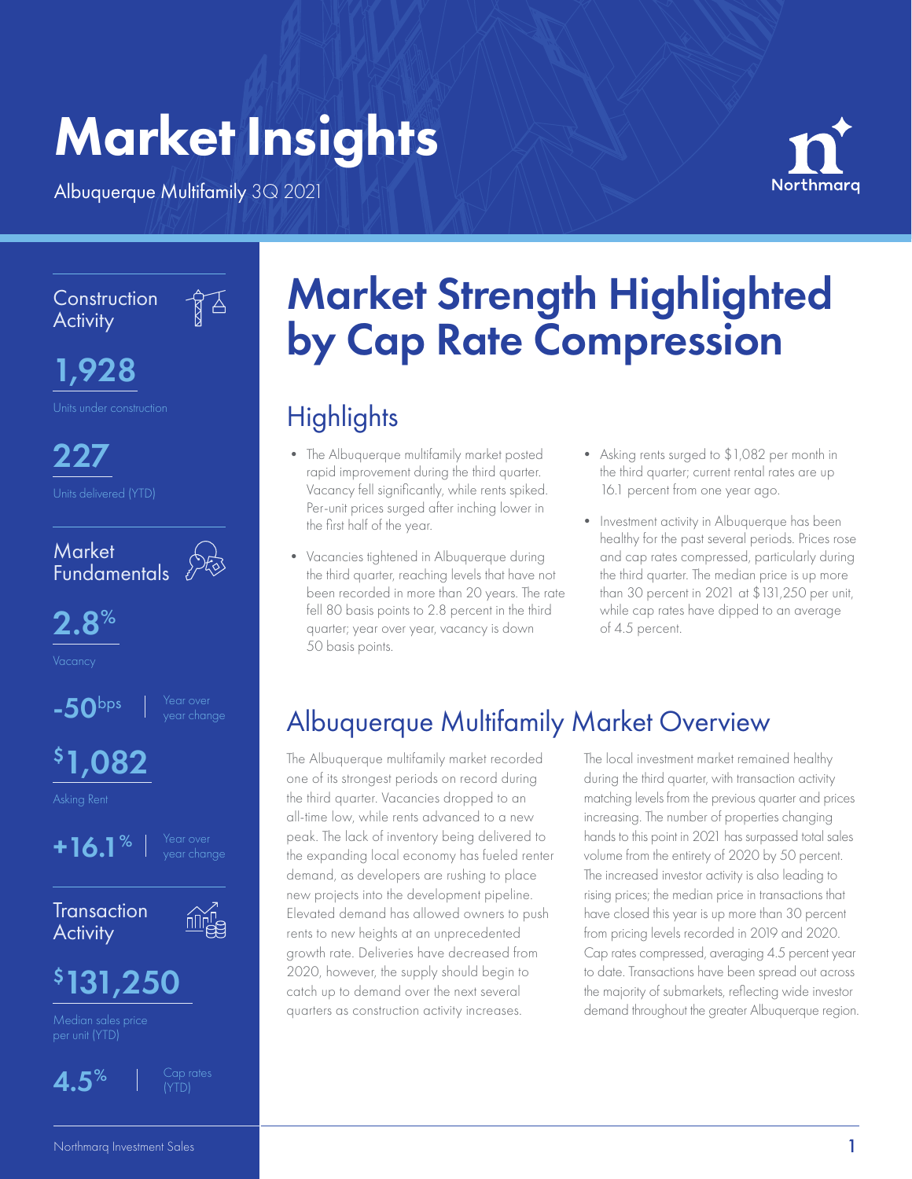# Market Insights

Albuquerque Multifamily 3Q 2021

Northmarq

## Construction Activity

**1,928**

Units under construction

**227**

Units delivered (YTD)

## Market Fundamentals

**2.8%**

Vacancy

**-50bps** | Year over year change

**$1,082**

Asking Rent

**+16.1%** | Year over year change

## Transaction Activity

**$131,250**

Median sales price per unit (YTD)

**4.5%** | Cap rates (YTD)

# Market Strength Highlighted by Cap Rate Compression

## Highlights

- The Albuquerque multifamily market posted rapid improvement during the third quarter. Vacancy fell significantly, while rents spiked. Per-unit prices surged after inching lower in the first half of the year.
- Vacancies tightened in Albuquerque during the third quarter, reaching levels that have not been recorded in more than 20 years. The rate fell 80 basis points to 2.8 percent in the third quarter; year over year, vacancy is down 50 basis points.
- Asking rents surged to $1,082 per month in the third quarter; current rental rates are up 16.1 percent from one year ago.
- Investment activity in Albuquerque has been healthy for the past several periods. Prices rose and cap rates compressed, particularly during the third quarter. The median price is up more than 30 percent in 2021 at $131,250 per unit, while cap rates have dipped to an average of 4.5 percent.

## Albuquerque Multifamily Market Overview

The Albuquerque multifamily market recorded one of its strongest periods on record during the third quarter. Vacancies dropped to an all-time low, while rents advanced to a new peak. The lack of inventory being delivered to the expanding local economy has fueled renter demand, as developers are rushing to place new projects into the development pipeline. Elevated demand has allowed owners to push rents to new heights at an unprecedented growth rate. Deliveries have decreased from 2020, however, the supply should begin to catch up to demand over the next several quarters as construction activity increases.

The local investment market remained healthy during the third quarter, with transaction activity matching levels from the previous quarter and prices increasing. The number of properties changing hands to this point in 2021 has surpassed total sales volume from the entirety of 2020 by 50 percent. The increased investor activity is also leading to rising prices; the median price in transactions that have closed this year is up more than 30 percent from pricing levels recorded in 2019 and 2020. Cap rates compressed, averaging 4.5 percent year to date. Transactions have been spread out across the majority of submarkets, reflecting wide investor demand throughout the greater Albuquerque region.

Northmarq Investment Sales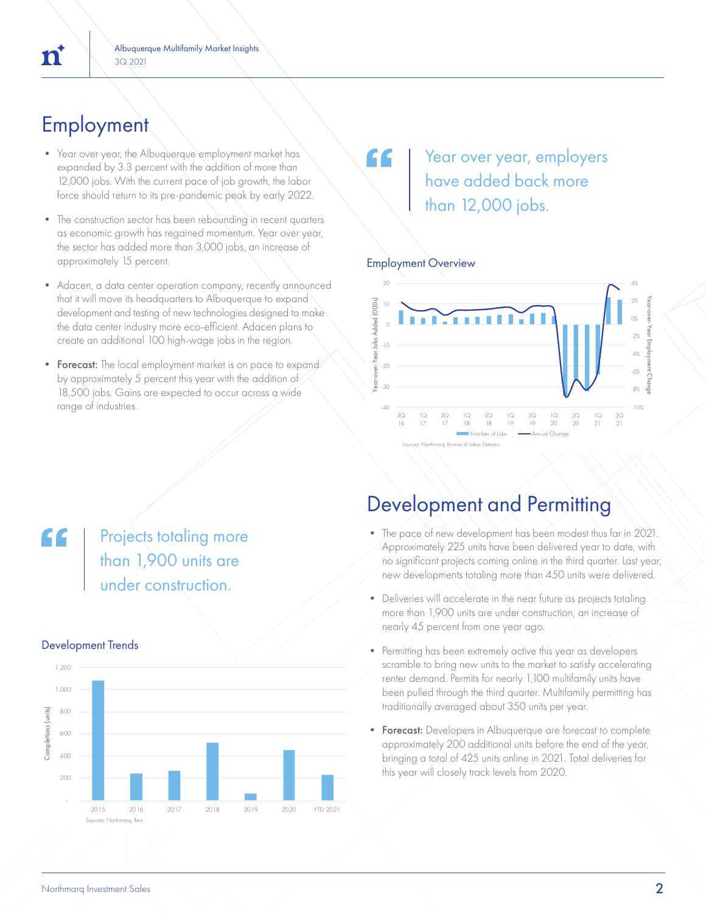## Employment

- Year over year, the Albuquerque employment market has expanded by 3.3 percent with the addition of more than 12,000 jobs. With the current pace of job growth, the labor force should return to its pre-pandemic peak by early 2022.
- The construction sector has been rebounding in recent quarters as economic growth has regained momentum. Year over year, the sector has added more than 3,000 jobs, an increase of approximately 15 percent.
- Adacen, a data center operation company, recently announced that it will move its headquarters to Albuquerque to expand development and testing of new technologies designed to make the data center industry more eco-efficient. Adacen plans to create an additional 100 high-wage jobs in the region.
- **Forecast:** The local employment market is on pace to expand by approximately 5 percent this year with the addition of 18,500 jobs. Gains are expected to occur across a wide range of industries.

> Year over year, employers have added back more than 12,000 jobs.

Employment Overview

Sources: Northmarq, Bureau of Labor Statistics

## Development and Permitting

- The pace of new development has been modest thus far in 2021. Approximately 225 units have been delivered year to date, with no significant projects coming online in the third quarter. Last year, new developments totaling more than 450 units were delivered.
- Deliveries will accelerate in the near future as projects totaling more than 1,900 units are under construction, an increase of nearly 45 percent from one year ago.
- Permitting has been extremely active this year as developers scramble to bring new units to the market to satisfy accelerating renter demand. Permits for nearly 1,100 multifamily units have been pulled through the third quarter. Multifamily permitting has traditionally averaged about 350 units per year.
- **Forecast:** Developers in Albuquerque are forecast to complete approximately 200 additional units before the end of the year, bringing a total of 425 units online in 2021. Total deliveries for this year will closely track levels from 2020.

> Projects totaling more than 1,900 units are under construction.

Development Trends

Sources: Northmarq, Reis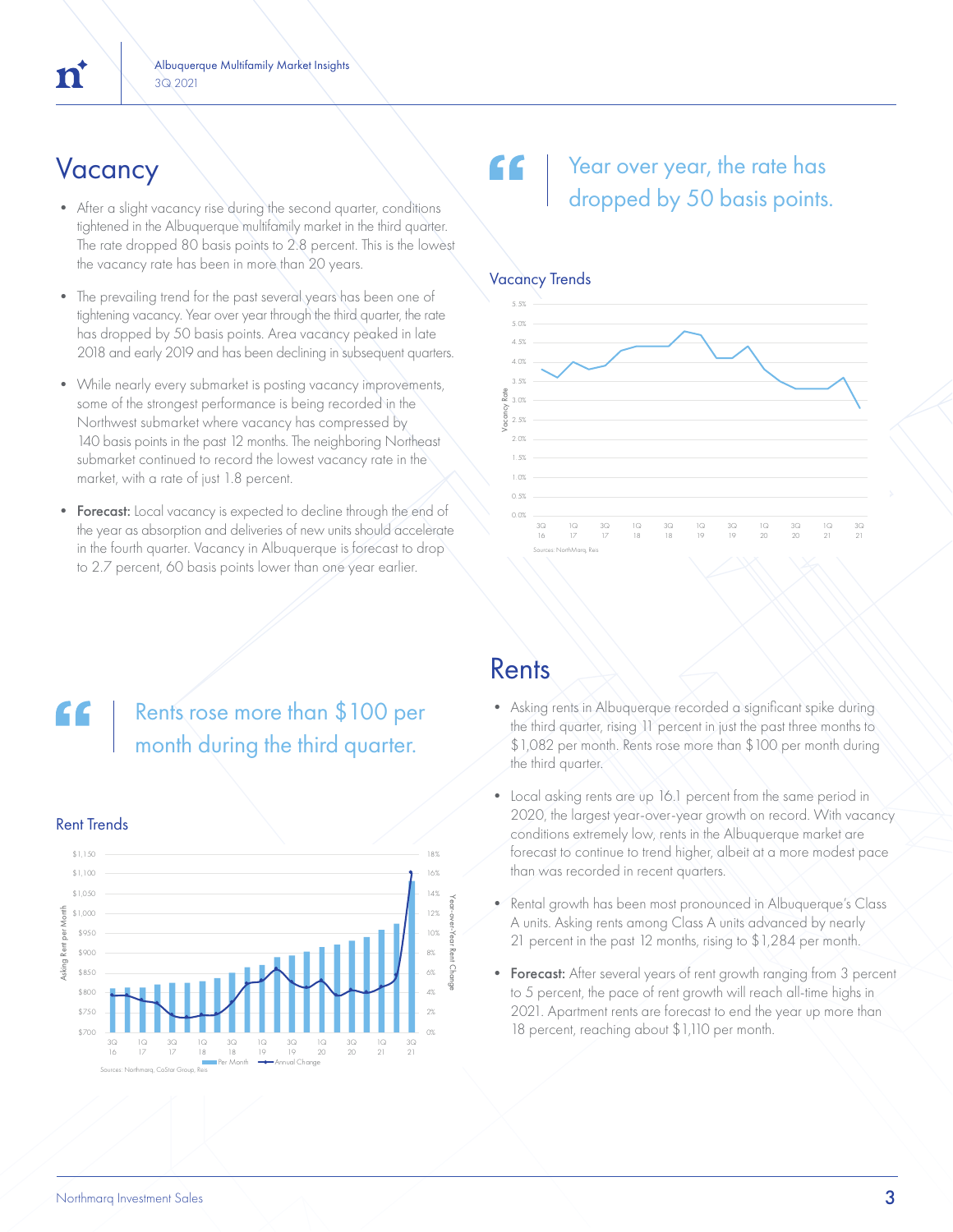## Vacancy

- After a slight vacancy rise during the second quarter, conditions tightened in the Albuquerque multifamily market in the third quarter. The rate dropped 80 basis points to 2.8 percent. This is the lowest the vacancy rate has been in more than 20 years.
- The prevailing trend for the past several years has been one of tightening vacancy. Year over year through the third quarter, the rate has dropped by 50 basis points. Area vacancy peaked in late 2018 and early 2019 and has been declining in subsequent quarters.
- While nearly every submarket is posting vacancy improvements, some of the strongest performance is being recorded in the Northwest submarket where vacancy has compressed by 140 basis points in the past 12 months. The neighboring Northeast submarket continued to record the lowest vacancy rate in the market, with a rate of just 1.8 percent.
- **Forecast:** Local vacancy is expected to decline through the end of the year as absorption and deliveries of new units should accelerate in the fourth quarter. Vacancy in Albuquerque is forecast to drop to 2.7 percent, 60 basis points lower than one year earlier.

> Year over year, the rate has dropped by 50 basis points.

### Vacancy Trends

Sources: NorthMarq, Reis

## Rents

- Asking rents in Albuquerque recorded a significant spike during the third quarter, rising 11 percent in just the past three months to $1,082 per month. Rents rose more than $100 per month during the third quarter.
- Local asking rents are up 16.1 percent from the same period in 2020, the largest year-over-year growth on record. With vacancy conditions extremely low, rents in the Albuquerque market are forecast to continue to trend higher, albeit at a more modest pace than was recorded in recent quarters.
- Rental growth has been most pronounced in Albuquerque's Class A units. Asking rents among Class A units advanced by nearly 21 percent in the past 12 months, rising to $1,284 per month.
- **Forecast:** After several years of rent growth ranging from 3 percent to 5 percent, the pace of rent growth will reach all-time highs in 2021. Apartment rents are forecast to end the year up more than 18 percent, reaching about $1,110 per month.

> Rents rose more than $100 per month during the third quarter.

### Rent Trends

Sources: Northmarq, CoStar Group, Reis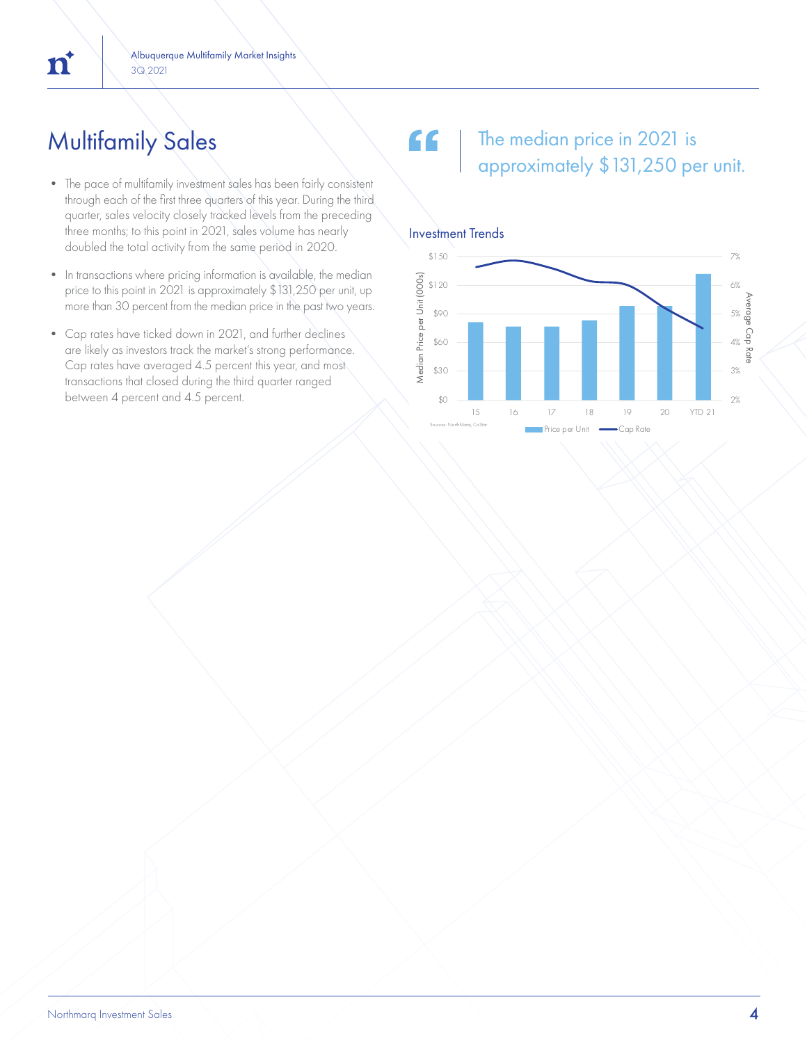# Multifamily Sales

- The pace of multifamily investment sales has been fairly consistent through each of the first three quarters of this year. During the third quarter, sales velocity closely tracked levels from the preceding three months; to this point in 2021, sales volume has nearly doubled the total activity from the same period in 2020.
- In transactions where pricing information is available, the median price to this point in 2021 is approximately $131,250 per unit, up more than 30 percent from the median price in the past two years.
- Cap rates have ticked down in 2021, and further declines are likely as investors track the market's strong performance. Cap rates have averaged 4.5 percent this year, and most transactions that closed during the third quarter ranged between 4 percent and 4.5 percent.

> The median price in 2021 is approximately $131,250 per unit.

### Investment Trends

Median Price per Unit (000s): $0, $30, $60, $90, $120, $150
Average Cap Rate: 2%, 3%, 4%, 5%, 6%, 7%
Years: 15, 16, 17, 18, 19, 20, YTD 21

Price per Unit — Cap Rate

Sources: NorthMarq, CoStar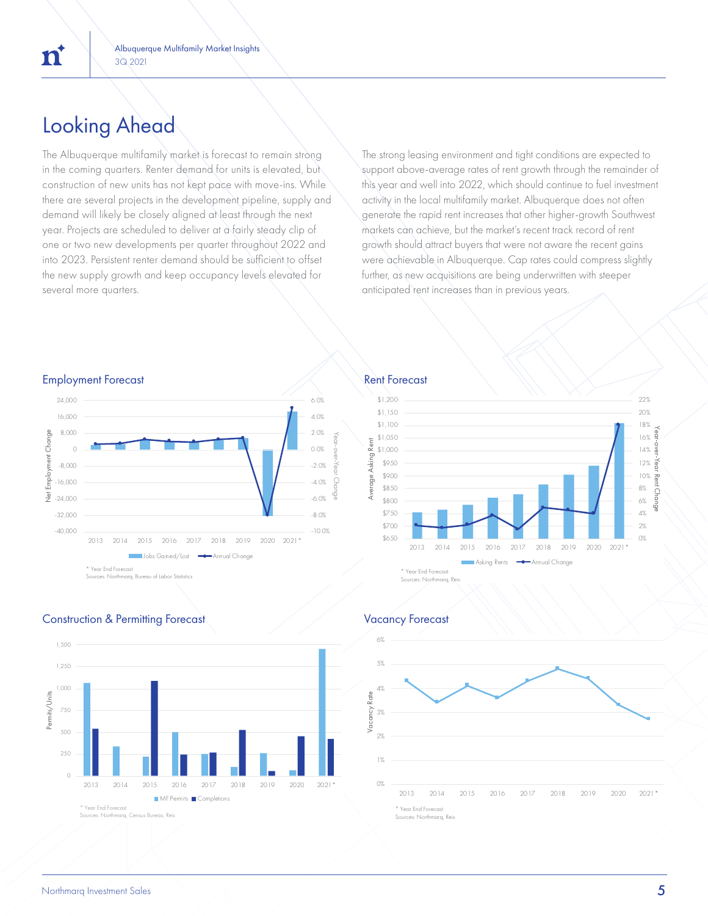# Looking Ahead

The Albuquerque multifamily market is forecast to remain strong in the coming quarters. Renter demand for units is elevated, but construction of new units has not kept pace with move-ins. While there are several projects in the development pipeline, supply and demand will likely be closely aligned at least through the next year. Projects are scheduled to deliver at a fairly steady clip of one or two new developments per quarter throughout 2022 and into 2023. Persistent renter demand should be sufficient to offset the new supply growth and keep occupancy levels elevated for several more quarters.

The strong leasing environment and tight conditions are expected to support above-average rates of rent growth through the remainder of this year and well into 2022, which should continue to fuel investment activity in the local multifamily market. Albuquerque does not often generate the rapid rent increases that other higher-growth Southwest markets can achieve, but the market's recent track record of rent growth should attract buyers that were not aware the recent gains were achievable in Albuquerque. Cap rates could compress slightly further, as new acquisitions are being underwritten with steeper anticipated rent increases than in previous years.

## Employment Forecast

* Year End Forecast
Sources: Northmarq, Bureau of Labor Statistics

## Rent Forecast

* Year End Forecast
Sources: Northmarq, Reis

## Construction & Permitting Forecast

* Year End Forecast
Sources: Northmarq, Census Bureau, Reis

## Vacancy Forecast

* Year End Forecast
Sources: Northmarq, Reis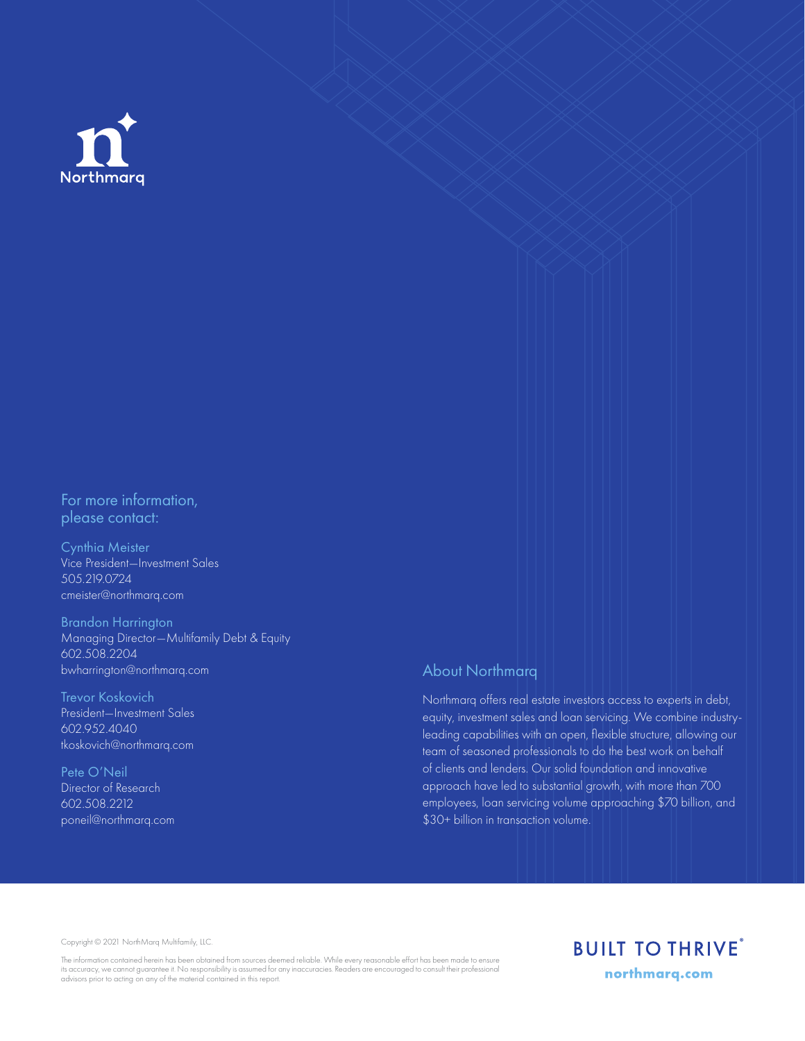Northmarq

For more information, please contact:

**Cynthia Meister**
Vice President—Investment Sales
505.219.0724
cmeister@northmarq.com

**Brandon Harrington**
Managing Director—Multifamily Debt & Equity
602.508.2204
bwharrington@northmarq.com

**Trevor Koskovich**
President—Investment Sales
602.952.4040
tkoskovich@northmarq.com

**Pete O'Neil**
Director of Research
602.508.2212
poneil@northmarq.com

## About Northmarq

Northmarq offers real estate investors access to experts in debt, equity, investment sales and loan servicing. We combine industry-leading capabilities with an open, flexible structure, allowing our team of seasoned professionals to do the best work on behalf of clients and lenders. Our solid foundation and innovative approach have led to substantial growth, with more than 700 employees, loan servicing volume approaching $70 billion, and $30+ billion in transaction volume.

Copyright © 2021 NorthMarq Multifamily, LLC.

The information contained herein has been obtained from sources deemed reliable. While every reasonable effort has been made to ensure its accuracy, we cannot guarantee it. No responsibility is assumed for any inaccuracies. Readers are encouraged to consult their professional advisors prior to acting on any of the material contained in this report.

BUILT TO THRIVE®
northmarq.com